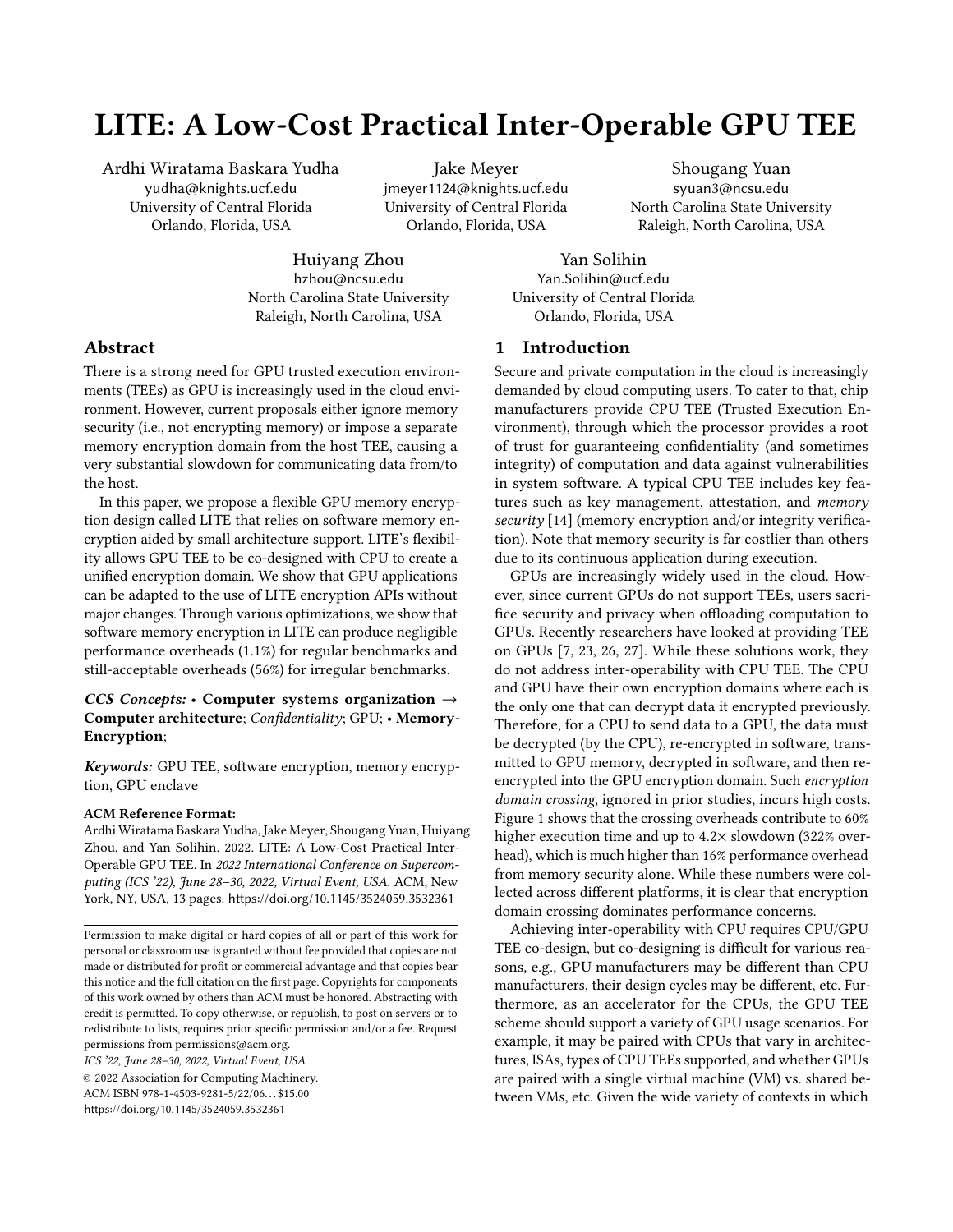# LITE: A Low-Cost Practical Inter-Operable GPU TEE

Ardhi Wiratama Baskara Yudha
yudha@knights.ucf.edu
University of Central Florida
Orlando, Florida, USA

Jake Meyer
jmeyer1124@knights.ucf.edu
University of Central Florida
Orlando, Florida, USA

Shougang Yuan
syuan3@ncsu.edu
North Carolina State University
Raleigh, North Carolina, USA

Huiyang Zhou
hzhou@ncsu.edu
North Carolina State University
Raleigh, North Carolina, USA

Yan Solihin
Yan.Solihin@ucf.edu
University of Central Florida
Orlando, Florida, USA

## Abstract

There is a strong need for GPU trusted execution environments (TEEs) as GPU is increasingly used in the cloud environment. However, current proposals either ignore memory security (i.e., not encrypting memory) or impose a separate memory encryption domain from the host TEE, causing a very substantial slowdown for communicating data from/to the host.

In this paper, we propose a flexible GPU memory encryption design called LITE that relies on software memory encryption aided by small architecture support. LITE's flexibility allows GPU TEE to be co-designed with CPU to create a unified encryption domain. We show that GPU applications can be adapted to the use of LITE encryption APIs without major changes. Through various optimizations, we show that software memory encryption in LITE can produce negligible performance overheads (1.1%) for regular benchmarks and still-acceptable overheads (56%) for irregular benchmarks.

***CCS Concepts:*** • **Computer systems organization** → **Computer architecture**; *Confidentiality*; GPU; • **Memory-Encryption**;

***Keywords:*** GPU TEE, software encryption, memory encryption, GPU enclave

**ACM Reference Format:**
Ardhi Wiratama Baskara Yudha, Jake Meyer, Shougang Yuan, Huiyang Zhou, and Yan Solihin. 2022. LITE: A Low-Cost Practical Inter-Operable GPU TEE. In *2022 International Conference on Supercomputing (ICS '22), June 28–30, 2022, Virtual Event, USA.* ACM, New York, NY, USA, 13 pages. https://doi.org/10.1145/3524059.3532361

Permission to make digital or hard copies of all or part of this work for personal or classroom use is granted without fee provided that copies are not made or distributed for profit or commercial advantage and that copies bear this notice and the full citation on the first page. Copyrights for components of this work owned by others than ACM must be honored. Abstracting with credit is permitted. To copy otherwise, or republish, to post on servers or to redistribute to lists, requires prior specific permission and/or a fee. Request permissions from permissions@acm.org.

*ICS '22, June 28–30, 2022, Virtual Event, USA*
© 2022 Association for Computing Machinery.
ACM ISBN 978-1-4503-9281-5/22/06…$15.00
https://doi.org/10.1145/3524059.3532361

## 1 Introduction

Secure and private computation in the cloud is increasingly demanded by cloud computing users. To cater to that, chip manufacturers provide CPU TEE (Trusted Execution Environment), through which the processor provides a root of trust for guaranteeing confidentiality (and sometimes integrity) of computation and data against vulnerabilities in system software. A typical CPU TEE includes key features such as key management, attestation, and *memory security* [14] (memory encryption and/or integrity verification). Note that memory security is far costlier than others due to its continuous application during execution.

GPUs are increasingly widely used in the cloud. However, since current GPUs do not support TEEs, users sacrifice security and privacy when offloading computation to GPUs. Recently researchers have looked at providing TEE on GPUs [7, 23, 26, 27]. While these solutions work, they do not address inter-operability with CPU TEE. The CPU and GPU have their own encryption domains where each is the only one that can decrypt data it encrypted previously. Therefore, for a CPU to send data to a GPU, the data must be decrypted (by the CPU), re-encrypted in software, transmitted to GPU memory, decrypted in software, and then re-encrypted into the GPU encryption domain. Such *encryption domain crossing*, ignored in prior studies, incurs high costs. Figure 1 shows that the crossing overheads contribute to 60% higher execution time and up to 4.2× slowdown (322% overhead), which is much higher than 16% performance overhead from memory security alone. While these numbers were collected across different platforms, it is clear that encryption domain crossing dominates performance concerns.

Achieving inter-operability with CPU requires CPU/GPU TEE co-design, but co-designing is difficult for various reasons, e.g., GPU manufacturers may be different than CPU manufacturers, their design cycles may be different, etc. Furthermore, as an accelerator for the CPUs, the GPU TEE scheme should support a variety of GPU usage scenarios. For example, it may be paired with CPUs that vary in architectures, ISAs, types of CPU TEEs supported, and whether GPUs are paired with a single virtual machine (VM) vs. shared between VMs, etc. Given the wide variety of contexts in which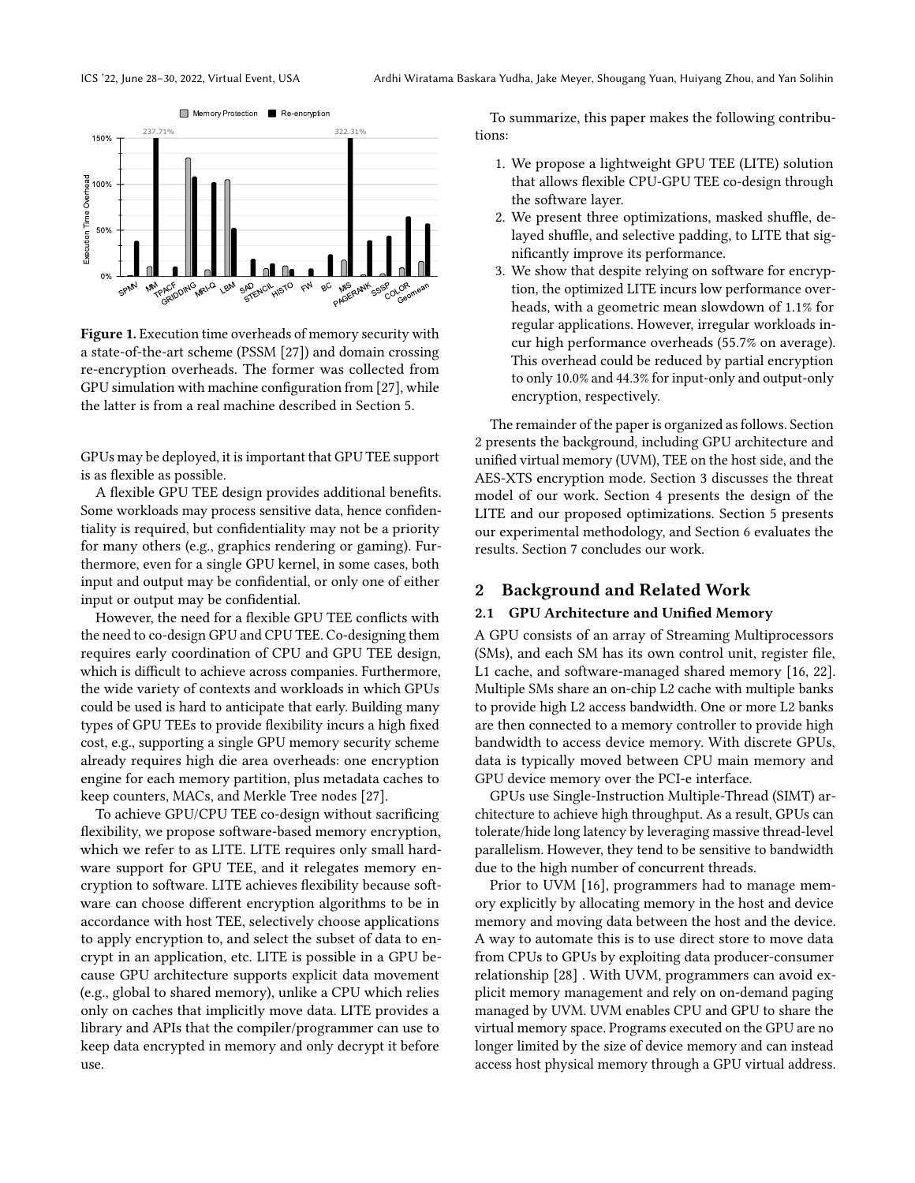**Figure 1.** Execution time overheads of memory security with a state-of-the-art scheme (PSSM [27]) and domain crossing re-encryption overheads. The former was collected from GPU simulation with machine configuration from [27], while the latter is from a real machine described in Section 5.

GPUs may be deployed, it is important that GPU TEE support is as flexible as possible.

A flexible GPU TEE design provides additional benefits. Some workloads may process sensitive data, hence confidentiality is required, but confidentiality may not be a priority for many others (e.g., graphics rendering or gaming). Furthermore, even for a single GPU kernel, in some cases, both input and output may be confidential, or only one of either input or output may be confidential.

However, the need for a flexible GPU TEE conflicts with the need to co-design GPU and CPU TEE. Co-designing them requires early coordination of CPU and GPU TEE design, which is difficult to achieve across companies. Furthermore, the wide variety of contexts and workloads in which GPUs could be used is hard to anticipate that early. Building many types of GPU TEEs to provide flexibility incurs a high fixed cost, e.g., supporting a single GPU memory security scheme already requires high die area overheads: one encryption engine for each memory partition, plus metadata caches to keep counters, MACs, and Merkle Tree nodes [27].

To achieve GPU/CPU TEE co-design without sacrificing flexibility, we propose software-based memory encryption, which we refer to as LITE. LITE requires only small hardware support for GPU TEE, and it relegates memory encryption to software. LITE achieves flexibility because software can choose different encryption algorithms to be in accordance with host TEE, selectively choose applications to apply encryption to, and select the subset of data to encrypt in an application, etc. LITE is possible in a GPU because GPU architecture supports explicit data movement (e.g., global to shared memory), unlike a CPU which relies only on caches that implicitly move data. LITE provides a library and APIs that the compiler/programmer can use to keep data encrypted in memory and only decrypt it before use.

To summarize, this paper makes the following contributions:

1. We propose a lightweight GPU TEE (LITE) solution that allows flexible CPU-GPU TEE co-design through the software layer.
2. We present three optimizations, masked shuffle, delayed shuffle, and selective padding, to LITE that significantly improve its performance.
3. We show that despite relying on software for encryption, the optimized LITE incurs low performance overheads, with a geometric mean slowdown of 1.1% for regular applications. However, irregular workloads incur high performance overheads (55.7% on average). This overhead could be reduced by partial encryption to only 10.0% and 44.3% for input-only and output-only encryption, respectively.

The remainder of the paper is organized as follows. Section 2 presents the background, including GPU architecture and unified virtual memory (UVM), TEE on the host side, and the AES-XTS encryption mode. Section 3 discusses the threat model of our work. Section 4 presents the design of the LITE and our proposed optimizations. Section 5 presents our experimental methodology, and Section 6 evaluates the results. Section 7 concludes our work.

## 2 Background and Related Work

### 2.1 GPU Architecture and Unified Memory

A GPU consists of an array of Streaming Multiprocessors (SMs), and each SM has its own control unit, register file, L1 cache, and software-managed shared memory [16, 22]. Multiple SMs share an on-chip L2 cache with multiple banks to provide high L2 access bandwidth. One or more L2 banks are then connected to a memory controller to provide high bandwidth to access device memory. With discrete GPUs, data is typically moved between CPU main memory and GPU device memory over the PCI-e interface.

GPUs use Single-Instruction Multiple-Thread (SIMT) architecture to achieve high throughput. As a result, GPUs can tolerate/hide long latency by leveraging massive thread-level parallelism. However, they tend to be sensitive to bandwidth due to the high number of concurrent threads.

Prior to UVM [16], programmers had to manage memory explicitly by allocating memory in the host and device memory and moving data between the host and the device. A way to automate this is to use direct store to move data from CPUs to GPUs by exploiting data producer-consumer relationship [28] . With UVM, programmers can avoid explicit memory management and rely on on-demand paging managed by UVM. UVM enables CPU and GPU to share the virtual memory space. Programs executed on the GPU are no longer limited by the size of device memory and can instead access host physical memory through a GPU virtual address.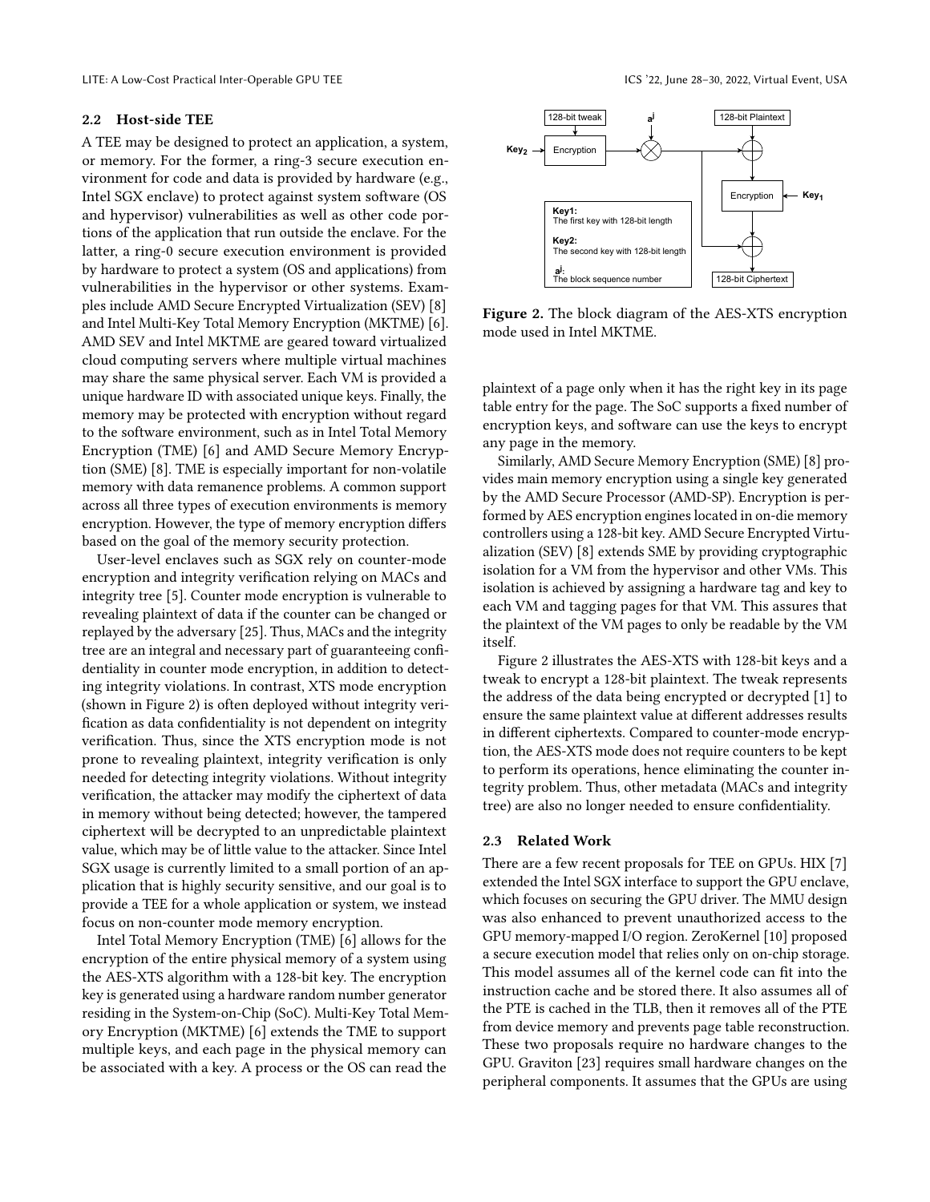### 2.2 Host-side TEE

A TEE may be designed to protect an application, a system, or memory. For the former, a ring-3 secure execution environment for code and data is provided by hardware (e.g., Intel SGX enclave) to protect against system software (OS and hypervisor) vulnerabilities as well as other code portions of the application that run outside the enclave. For the latter, a ring-0 secure execution environment is provided by hardware to protect a system (OS and applications) from vulnerabilities in the hypervisor or other systems. Examples include AMD Secure Encrypted Virtualization (SEV) [8] and Intel Multi-Key Total Memory Encryption (MKTME) [6]. AMD SEV and Intel MKTME are geared toward virtualized cloud computing servers where multiple virtual machines may share the same physical server. Each VM is provided a unique hardware ID with associated unique keys. Finally, the memory may be protected with encryption without regard to the software environment, such as in Intel Total Memory Encryption (TME) [6] and AMD Secure Memory Encryption (SME) [8]. TME is especially important for non-volatile memory with data remanence problems. A common support across all three types of execution environments is memory encryption. However, the type of memory encryption differs based on the goal of the memory security protection.

User-level enclaves such as SGX rely on counter-mode encryption and integrity verification relying on MACs and integrity tree [5]. Counter mode encryption is vulnerable to revealing plaintext of data if the counter can be changed or replayed by the adversary [25]. Thus, MACs and the integrity tree are an integral and necessary part of guaranteeing confidentiality in counter mode encryption, in addition to detecting integrity violations. In contrast, XTS mode encryption (shown in Figure 2) is often deployed without integrity verification as data confidentiality is not dependent on integrity verification. Thus, since the XTS encryption mode is not prone to revealing plaintext, integrity verification is only needed for detecting integrity violations. Without integrity verification, the attacker may modify the ciphertext of data in memory without being detected; however, the tampered ciphertext will be decrypted to an unpredictable plaintext value, which may be of little value to the attacker. Since Intel SGX usage is currently limited to a small portion of an application that is highly security sensitive, and our goal is to provide a TEE for a whole application or system, we instead focus on non-counter mode memory encryption.

Intel Total Memory Encryption (TME) [6] allows for the encryption of the entire physical memory of a system using the AES-XTS algorithm with a 128-bit key. The encryption key is generated using a hardware random number generator residing in the System-on-Chip (SoC). Multi-Key Total Memory Encryption (MKTME) [6] extends the TME to support multiple keys, and each page in the physical memory can be associated with a key. A process or the OS can read the plaintext of a page only when it has the right key in its page table entry for the page. The SoC supports a fixed number of encryption keys, and software can use the keys to encrypt any page in the memory.

**Figure 2.** The block diagram of the AES-XTS encryption mode used in Intel MKTME.

Similarly, AMD Secure Memory Encryption (SME) [8] provides main memory encryption using a single key generated by the AMD Secure Processor (AMD-SP). Encryption is performed by AES encryption engines located in on-die memory controllers using a 128-bit key. AMD Secure Encrypted Virtualization (SEV) [8] extends SME by providing cryptographic isolation for a VM from the hypervisor and other VMs. This isolation is achieved by assigning a hardware tag and key to each VM and tagging pages for that VM. This assures that the plaintext of the VM pages to only be readable by the VM itself.

Figure 2 illustrates the AES-XTS with 128-bit keys and a tweak to encrypt a 128-bit plaintext. The tweak represents the address of the data being encrypted or decrypted [1] to ensure the same plaintext value at different addresses results in different ciphertexts. Compared to counter-mode encryption, the AES-XTS mode does not require counters to be kept to perform its operations, hence eliminating the counter integrity problem. Thus, other metadata (MACs and integrity tree) are also no longer needed to ensure confidentiality.

### 2.3 Related Work

There are a few recent proposals for TEE on GPUs. HIX [7] extended the Intel SGX interface to support the GPU enclave, which focuses on securing the GPU driver. The MMU design was also enhanced to prevent unauthorized access to the GPU memory-mapped I/O region. ZeroKernel [10] proposed a secure execution model that relies only on on-chip storage. This model assumes all of the kernel code can fit into the instruction cache and be stored there. It also assumes all of the PTE is cached in the TLB, then it removes all of the PTE from device memory and prevents page table reconstruction. These two proposals require no hardware changes to the GPU. Graviton [23] requires small hardware changes on the peripheral components. It assumes that the GPUs are using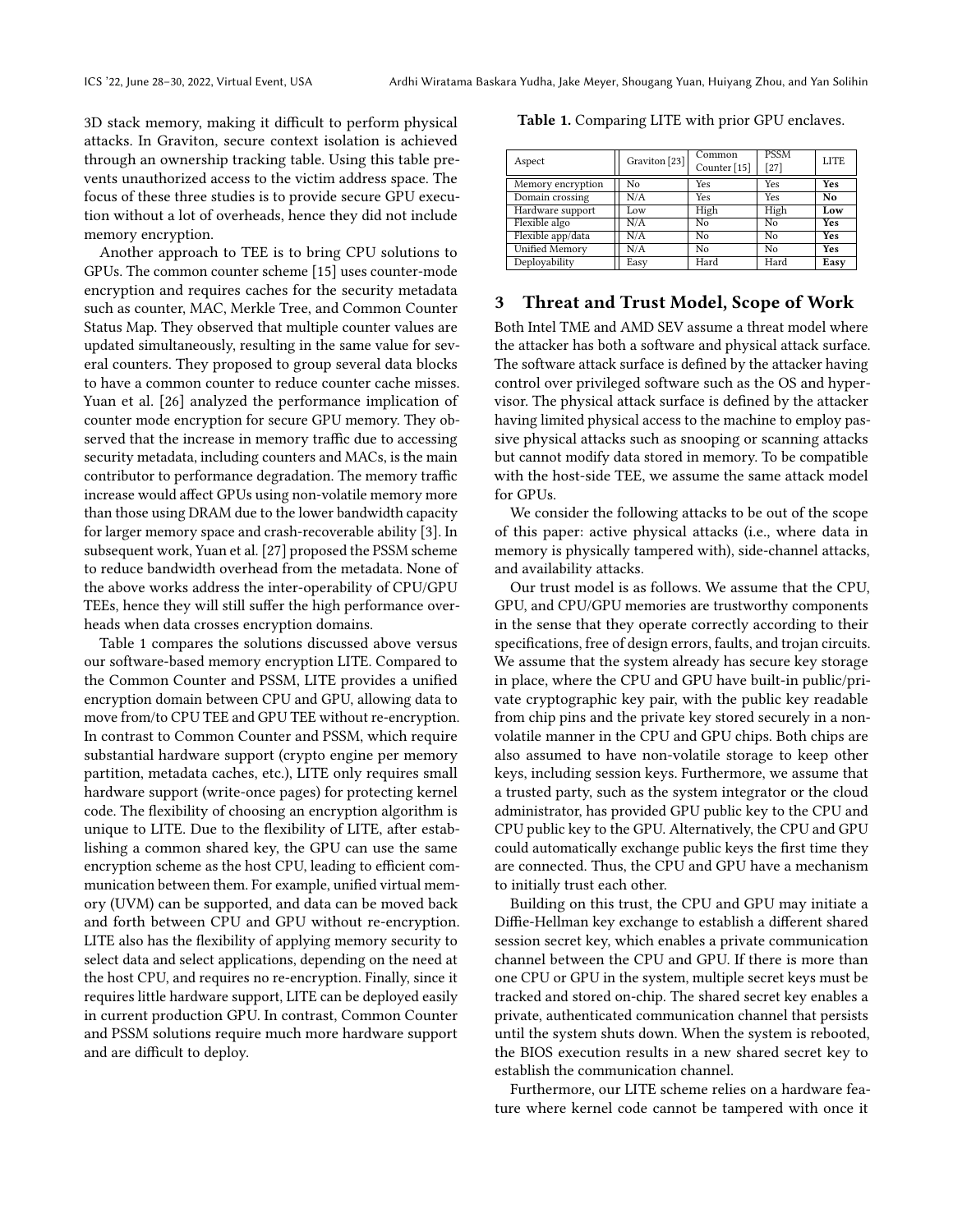3D stack memory, making it difficult to perform physical attacks. In Graviton, secure context isolation is achieved through an ownership tracking table. Using this table prevents unauthorized access to the victim address space. The focus of these three studies is to provide secure GPU execution without a lot of overheads, hence they did not include memory encryption.

Another approach to TEE is to bring CPU solutions to GPUs. The common counter scheme [15] uses counter-mode encryption and requires caches for the security metadata such as counter, MAC, Merkle Tree, and Common Counter Status Map. They observed that multiple counter values are updated simultaneously, resulting in the same value for several counters. They proposed to group several data blocks to have a common counter to reduce counter cache misses. Yuan et al. [26] analyzed the performance implication of counter mode encryption for secure GPU memory. They observed that the increase in memory traffic due to accessing security metadata, including counters and MACs, is the main contributor to performance degradation. The memory traffic increase would affect GPUs using non-volatile memory more than those using DRAM due to the lower bandwidth capacity for larger memory space and crash-recoverable ability [3]. In subsequent work, Yuan et al. [27] proposed the PSSM scheme to reduce bandwidth overhead from the metadata. None of the above works address the inter-operability of CPU/GPU TEEs, hence they will still suffer the high performance overheads when data crosses encryption domains.

Table 1 compares the solutions discussed above versus our software-based memory encryption LITE. Compared to the Common Counter and PSSM, LITE provides a unified encryption domain between CPU and GPU, allowing data to move from/to CPU TEE and GPU TEE without re-encryption. In contrast to Common Counter and PSSM, which require substantial hardware support (crypto engine per memory partition, metadata caches, etc.), LITE only requires small hardware support (write-once pages) for protecting kernel code. The flexibility of choosing an encryption algorithm is unique to LITE. Due to the flexibility of LITE, after establishing a common shared key, the GPU can use the same encryption scheme as the host CPU, leading to efficient communication between them. For example, unified virtual memory (UVM) can be supported, and data can be moved back and forth between CPU and GPU without re-encryption. LITE also has the flexibility of applying memory security to select data and select applications, depending on the need at the host CPU, and requires no re-encryption. Finally, since it requires little hardware support, LITE can be deployed easily in current production GPU. In contrast, Common Counter and PSSM solutions require much more hardware support and are difficult to deploy.

**Table 1.** Comparing LITE with prior GPU enclaves.

| Aspect | Graviton [23] | Common Counter [15] | PSSM [27] | LITE |
|---|---|---|---|---|
| Memory encryption | No | Yes | Yes | **Yes** |
| Domain crossing | N/A | Yes | Yes | **No** |
| Hardware support | Low | High | High | **Low** |
| Flexible algo | N/A | No | No | **Yes** |
| Flexible app/data | N/A | No | No | **Yes** |
| Unified Memory | N/A | No | No | **Yes** |
| Deployability | Easy | Hard | Hard | **Easy** |

## 3 Threat and Trust Model, Scope of Work

Both Intel TME and AMD SEV assume a threat model where the attacker has both a software and physical attack surface. The software attack surface is defined by the attacker having control over privileged software such as the OS and hypervisor. The physical attack surface is defined by the attacker having limited physical access to the machine to employ passive physical attacks such as snooping or scanning attacks but cannot modify data stored in memory. To be compatible with the host-side TEE, we assume the same attack model for GPUs.

We consider the following attacks to be out of the scope of this paper: active physical attacks (i.e., where data in memory is physically tampered with), side-channel attacks, and availability attacks.

Our trust model is as follows. We assume that the CPU, GPU, and CPU/GPU memories are trustworthy components in the sense that they operate correctly according to their specifications, free of design errors, faults, and trojan circuits. We assume that the system already has secure key storage in place, where the CPU and GPU have built-in public/private cryptographic key pair, with the public key readable from chip pins and the private key stored securely in a non-volatile manner in the CPU and GPU chips. Both chips are also assumed to have non-volatile storage to keep other keys, including session keys. Furthermore, we assume that a trusted party, such as the system integrator or the cloud administrator, has provided GPU public key to the CPU and CPU public key to the GPU. Alternatively, the CPU and GPU could automatically exchange public keys the first time they are connected. Thus, the CPU and GPU have a mechanism to initially trust each other.

Building on this trust, the CPU and GPU may initiate a Diffie-Hellman key exchange to establish a different shared session secret key, which enables a private communication channel between the CPU and GPU. If there is more than one CPU or GPU in the system, multiple secret keys must be tracked and stored on-chip. The shared secret key enables a private, authenticated communication channel that persists until the system shuts down. When the system is rebooted, the BIOS execution results in a new shared secret key to establish the communication channel.

Furthermore, our LITE scheme relies on a hardware feature where kernel code cannot be tampered with once it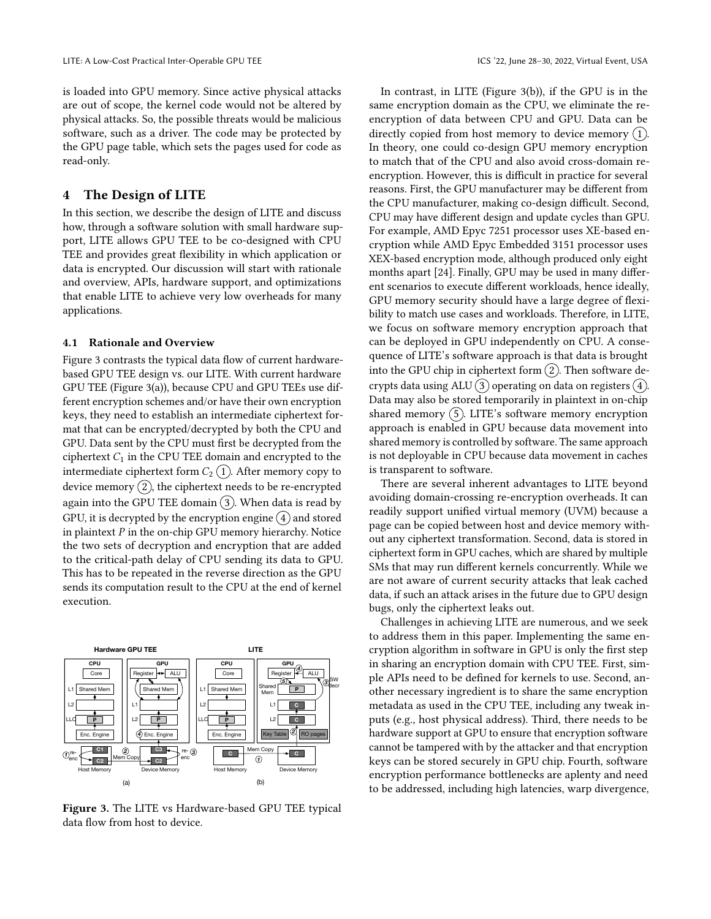is loaded into GPU memory. Since active physical attacks are out of scope, the kernel code would not be altered by physical attacks. So, the possible threats would be malicious software, such as a driver. The code may be protected by the GPU page table, which sets the pages used for code as read-only.

## 4 The Design of LITE

In this section, we describe the design of LITE and discuss how, through a software solution with small hardware support, LITE allows GPU TEE to be co-designed with CPU TEE and provides great flexibility in which application or data is encrypted. Our discussion will start with rationale and overview, APIs, hardware support, and optimizations that enable LITE to achieve very low overheads for many applications.

### 4.1 Rationale and Overview

Figure 3 contrasts the typical data flow of current hardware-based GPU TEE design vs. our LITE. With current hardware GPU TEE (Figure 3(a)), because CPU and GPU TEEs use different encryption schemes and/or have their own encryption keys, they need to establish an intermediate ciphertext format that can be encrypted/decrypted by both the CPU and GPU. Data sent by the CPU must first be decrypted from the ciphertext $C_1$ in the CPU TEE domain and encrypted to the intermediate ciphertext form $C_2$ (1). After memory copy to device memory (2), the ciphertext needs to be re-encrypted again into the GPU TEE domain (3). When data is read by GPU, it is decrypted by the encryption engine (4) and stored in plaintext $P$ in the on-chip GPU memory hierarchy. Notice the two sets of decryption and encryption that are added to the critical-path delay of CPU sending its data to GPU. This has to be repeated in the reverse direction as the GPU sends its computation result to the CPU at the end of kernel execution.

**Figure 3.** The LITE vs Hardware-based GPU TEE typical data flow from host to device.

In contrast, in LITE (Figure 3(b)), if the GPU is in the same encryption domain as the CPU, we eliminate the re-encryption of data between CPU and GPU. Data can be directly copied from host memory to device memory (1). In theory, one could co-design GPU memory encryption to match that of the CPU and also avoid cross-domain re-encryption. However, this is difficult in practice for several reasons. First, the GPU manufacturer may be different from the CPU manufacturer, making co-design difficult. Second, CPU may have different design and update cycles than GPU. For example, AMD Epyc 7251 processor uses XE-based encryption while AMD Epyc Embedded 3151 processor uses XEX-based encryption mode, although produced only eight months apart [24]. Finally, GPU may be used in many different scenarios to execute different workloads, hence ideally, GPU memory security should have a large degree of flexibility to match use cases and workloads. Therefore, in LITE, we focus on software memory encryption approach that can be deployed in GPU independently on CPU. A consequence of LITE's software approach is that data is brought into the GPU chip in ciphertext form (2). Then software decrypts data using ALU (3) operating on data on registers (4). Data may also be stored temporarily in plaintext in on-chip shared memory (5). LITE's software memory encryption approach is enabled in GPU because data movement into shared memory is controlled by software. The same approach is not deployable in CPU because data movement in caches is transparent to software.

There are several inherent advantages to LITE beyond avoiding domain-crossing re-encryption overheads. It can readily support unified virtual memory (UVM) because a page can be copied between host and device memory without any ciphertext transformation. Second, data is stored in ciphertext form in GPU caches, which are shared by multiple SMs that may run different kernels concurrently. While we are not aware of current security attacks that leak cached data, if such an attack arises in the future due to GPU design bugs, only the ciphertext leaks out.

Challenges in achieving LITE are numerous, and we seek to address them in this paper. Implementing the same encryption algorithm in software in GPU is only the first step in sharing an encryption domain with CPU TEE. First, simple APIs need to be defined for kernels to use. Second, another necessary ingredient is to share the same encryption metadata as used in the CPU TEE, including any tweak inputs (e.g., host physical address). Third, there needs to be hardware support at GPU to ensure that encryption software cannot be tampered with by the attacker and that encryption keys can be stored securely in GPU chip. Fourth, software encryption performance bottlenecks are aplenty and need to be addressed, including high latencies, warp divergence,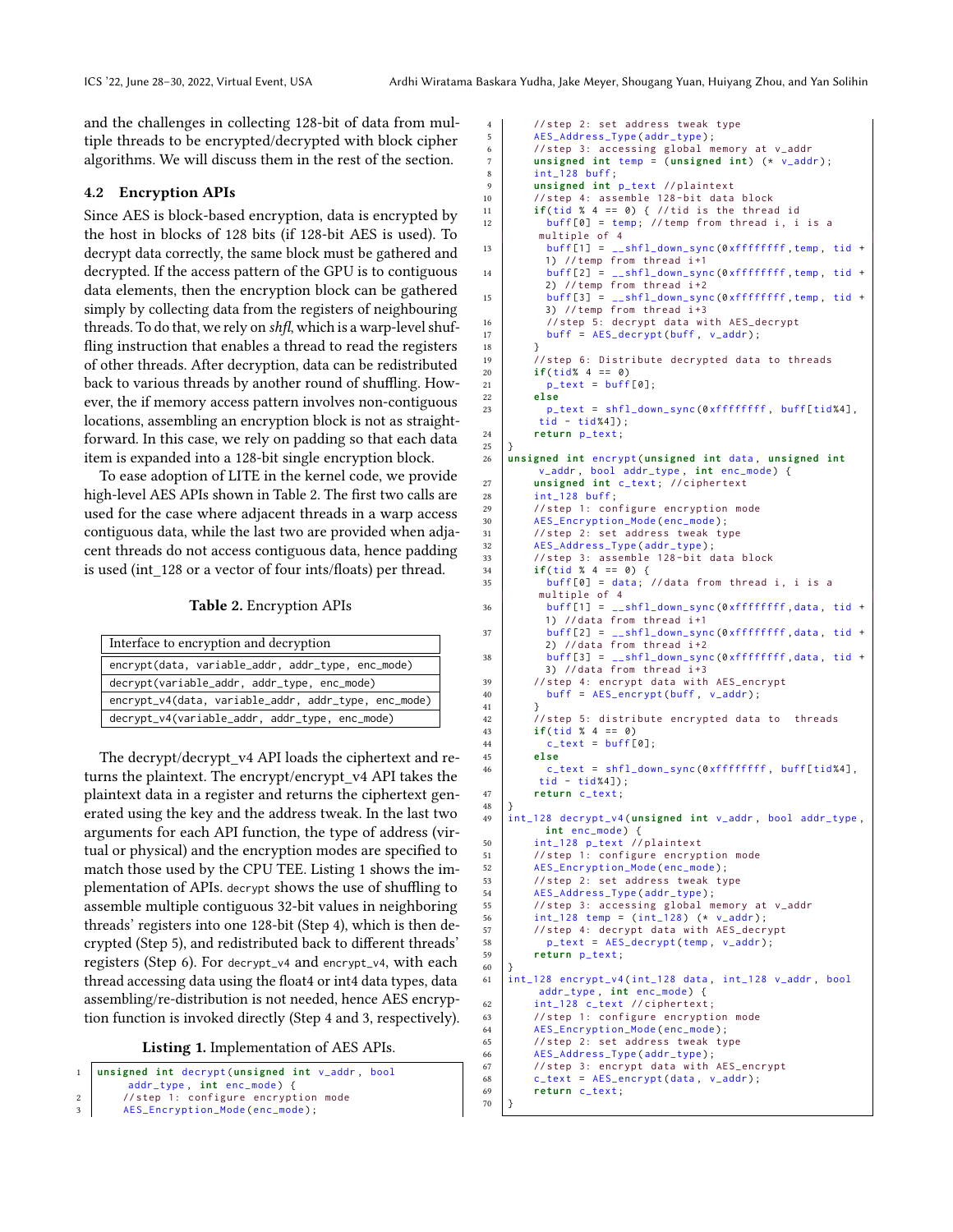and the challenges in collecting 128-bit of data from multiple threads to be encrypted/decrypted with block cipher algorithms. We will discuss them in the rest of the section.

### 4.2 Encryption APIs

Since AES is block-based encryption, data is encrypted by the host in blocks of 128 bits (if 128-bit AES is used). To decrypt data correctly, the same block must be gathered and decrypted. If the access pattern of the GPU is to contiguous data elements, then the encryption block can be gathered simply by collecting data from the registers of neighbouring threads. To do that, we rely on *shfl*, which is a warp-level shuffling instruction that enables a thread to read the registers of other threads. After decryption, data can be redistributed back to various threads by another round of shuffling. However, the if memory access pattern involves non-contiguous locations, assembling an encryption block is not as straightforward. In this case, we rely on padding so that each data item is expanded into a 128-bit single encryption block.

To ease adoption of LITE in the kernel code, we provide high-level AES APIs shown in Table 2. The first two calls are used for the case where adjacent threads in a warp access contiguous data, while the last two are provided when adjacent threads do not access contiguous data, hence padding is used (int_128 or a vector of four ints/floats) per thread.

**Table 2.** Encryption APIs

| Interface to encryption and decryption |
|---|
| `encrypt(data, variable_addr, addr_type, enc_mode)` |
| `decrypt(variable_addr, addr_type, enc_mode)` |
| `encrypt_v4(data, variable_addr, addr_type, enc_mode)` |
| `decrypt_v4(variable_addr, addr_type, enc_mode)` |

The decrypt/decrypt_v4 API loads the ciphertext and returns the plaintext. The encrypt/encrypt_v4 API takes the plaintext data in a register and returns the ciphertext generated using the key and the address tweak. In the last two arguments for each API function, the type of address (virtual or physical) and the encryption modes are specified to match those used by the CPU TEE. Listing 1 shows the implementation of APIs. `decrypt` shows the use of shuffling to assemble multiple contiguous 32-bit values in neighboring threads' registers into one 128-bit (Step 4), which is then decrypted (Step 5), and redistributed back to different threads' registers (Step 6). For `decrypt_v4` and `encrypt_v4`, with each thread accessing data using the float4 or int4 data types, data assembling/re-distribution is not needed, hence AES encryption function is invoked directly (Step 4 and 3, respectively).

**Listing 1.** Implementation of AES APIs.

```
1  unsigned int decrypt(unsigned int v_addr, bool
       addr_type, int enc_mode) {
2      //step 1: configure encryption mode
3      AES_Encryption_Mode(enc_mode);
4      //step 2: set address tweak type
5      AES_Address_Type(addr_type);
6      //step 3: accessing global memory at v_addr
7      unsigned int temp = (unsigned int) (* v_addr);
8      int_128 buff;
9      unsigned int p_text //plaintext
10     //step 4: assemble 128-bit data block
11     if(tid % 4 == 0) { //tid is the thread id
12       buff[0] = temp; //temp from thread i, i is a
        multiple of 4
13       buff[1] = __shfl_down_sync(0xffffffff,temp, tid +
        1) //temp from thread i+1
14       buff[2] = __shfl_down_sync(0xffffffff,temp, tid +
        2) //temp from thread i+2
15       buff[3] = __shfl_down_sync(0xffffffff,temp, tid +
        3) //temp from thread i+3
16       //step 5: decrypt data with AES_decrypt
17       buff = AES_decrypt(buff, v_addr);
18     }
19     //step 6: Distribute decrypted data to threads
20     if(tid% 4 == 0)
21       p_text = buff[0];
22     else
23       p_text = shfl_down_sync(0xffffffff, buff[tid%4],
        tid - tid%4]);
24     return p_text;
25 }
26 unsigned int encrypt(unsigned int data, unsigned int
       v_addr, bool addr_type, int enc_mode) {
27     unsigned int c_text; //ciphertext
28     int_128 buff;
29     //step 1: configure encryption mode
30     AES_Encryption_Mode(enc_mode);
31     //step 2: set address tweak type
32     AES_Address_Type(addr_type);
33     //step 3: assemble 128-bit data block
34     if(tid % 4 == 0) {
35       buff[0] = data; //data from thread i, i is a
        multiple of 4
36       buff[1] = __shfl_down_sync(0xffffffff,data, tid +
        1) //data from thread i+1
37       buff[2] = __shfl_down_sync(0xffffffff,data, tid +
        2) //data from thread i+2
38       buff[3] = __shfl_down_sync(0xffffffff,data, tid +
        3) //data from thread i+3
39     //step 4: encrypt data with AES_encrypt
40       buff = AES_encrypt(buff, v_addr);
41     }
42     //step 5: distribute encrypted data to  threads
43     if(tid % 4 == 0)
44       c_text = buff[0];
45     else
46       c_text = shfl_down_sync(0xffffffff, buff[tid%4],
        tid - tid%4]);
47     return c_text;
48 }
49 int_128 decrypt_v4(unsigned int v_addr, bool addr_type,
       int enc_mode) {
50     int_128 p_text //plaintext
51     //step 1: configure encryption mode
52     AES_Encryption_Mode(enc_mode);
53     //step 2: set address tweak type
54     AES_Address_Type(addr_type);
55     //step 3: accessing global memory at v_addr
56     int_128 temp = (int_128) (* v_addr);
57     //step 4: decrypt data with AES_decrypt
58       p_text = AES_decrypt(temp, v_addr);
59     return p_text;
60 }
61 int_128 encrypt_v4(int_128 data, int_128 v_addr, bool
       addr_type, int enc_mode) {
62     int_128 c_text //ciphertext;
63     //step 1: configure encryption mode
64     AES_Encryption_Mode(enc_mode);
65     //step 2: set address tweak type
66     AES_Address_Type(addr_type);
67     //step 3: encrypt data with AES_encrypt
68     c_text = AES_encrypt(data, v_addr);
69     return c_text;
70 }
```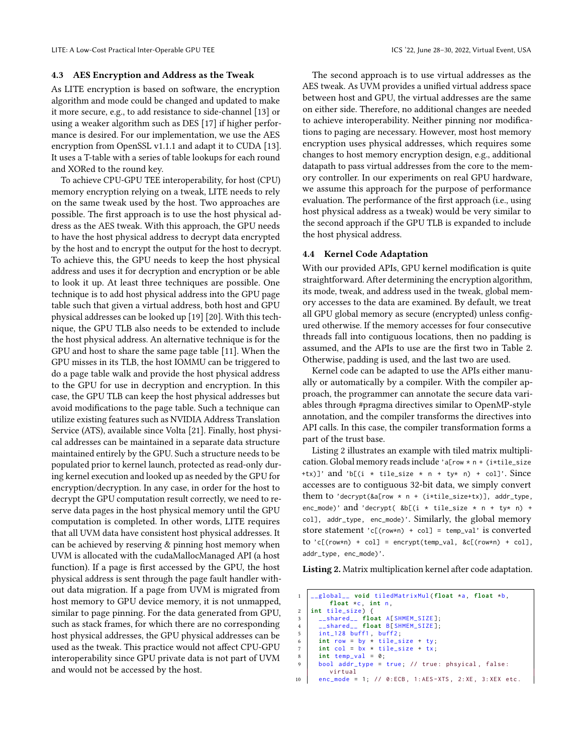### 4.3 AES Encryption and Address as the Tweak

As LITE encryption is based on software, the encryption algorithm and mode could be changed and updated to make it more secure, e.g., to add resistance to side-channel [13] or using a weaker algorithm such as DES [17] if higher performance is desired. For our implementation, we use the AES encryption from OpenSSL v1.1.1 and adapt it to CUDA [13]. It uses a T-table with a series of table lookups for each round and XORed to the round key.

To achieve CPU-GPU TEE interoperability, for host (CPU) memory encryption relying on a tweak, LITE needs to rely on the same tweak used by the host. Two approaches are possible. The first approach is to use the host physical address as the AES tweak. With this approach, the GPU needs to have the host physical address to decrypt data encrypted by the host and to encrypt the output for the host to decrypt. To achieve this, the GPU needs to keep the host physical address and uses it for decryption and encryption or be able to look it up. At least three techniques are possible. One technique is to add host physical address into the GPU page table such that given a virtual address, both host and GPU physical addresses can be looked up [19] [20]. With this technique, the GPU TLB also needs to be extended to include the host physical address. An alternative technique is for the GPU and host to share the same page table [11]. When the GPU misses in its TLB, the host IOMMU can be triggered to do a page table walk and provide the host physical address to the GPU for use in decryption and encryption. In this case, the GPU TLB can keep the host physical addresses but avoid modifications to the page table. Such a technique can utilize existing features such as NVIDIA Address Translation Service (ATS), available since Volta [21]. Finally, host physical addresses can be maintained in a separate data structure maintained entirely by the GPU. Such a structure needs to be populated prior to kernel launch, protected as read-only during kernel execution and looked up as needed by the GPU for encryption/decryption. In any case, in order for the host to decrypt the GPU computation result correctly, we need to reserve data pages in the host physical memory until the GPU computation is completed. In other words, LITE requires that all UVM data have consistent host physical addresses. It can be achieved by reserving & pinning host memory when UVM is allocated with the cudaMallocManaged API (a host function). If a page is first accessed by the GPU, the host physical address is sent through the page fault handler without data migration. If a page from UVM is migrated from host memory to GPU device memory, it is not unmapped, similar to page pinning. For the data generated from GPU, such as stack frames, for which there are no corresponding host physical addresses, the GPU physical addresses can be used as the tweak. This practice would not affect CPU-GPU interoperability since GPU private data is not part of UVM and would not be accessed by the host.

The second approach is to use virtual addresses as the AES tweak. As UVM provides a unified virtual address space between host and GPU, the virtual addresses are the same on either side. Therefore, no additional changes are needed to achieve interoperability. Neither pinning nor modifications to paging are necessary. However, most host memory encryption uses physical addresses, which requires some changes to host memory encryption design, e.g., additional datapath to pass virtual addresses from the core to the memory controller. In our experiments on real GPU hardware, we assume this approach for the purpose of performance evaluation. The performance of the first approach (i.e., using host physical address as a tweak) would be very similar to the second approach if the GPU TLB is expanded to include the host physical address.

### 4.4 Kernel Code Adaptation

With our provided APIs, GPU kernel modification is quite straightforward. After determining the encryption algorithm, its mode, tweak, and address used in the tweak, global memory accesses to the data are examined. By default, we treat all GPU global memory as secure (encrypted) unless configured otherwise. If the memory accesses for four consecutive threads fall into contiguous locations, then no padding is assumed, and the APIs to use are the first two in Table 2. Otherwise, padding is used, and the last two are used.

Kernel code can be adapted to use the APIs either manually or automatically by a compiler. With the compiler approach, the programmer can annotate the secure data variables through #pragma directives similar to OpenMP-style annotation, and the compiler transforms the directives into API calls. In this case, the compiler transformation forms a part of the trust base.

Listing 2 illustrates an example with tiled matrix multiplication. Global memory reads include `'a[row * n + (i*tile_size +tx)]'` and `'b[(i * tile_size * n + ty* n) + col]'`. Since accesses are to contiguous 32-bit data, we simply convert them to `'decrypt(&a[row * n + (i*tile_size+tx)], addr_type, enc_mode)'` and `'decrypt( &b[(i * tile_size * n + ty* n) + col], addr_type, enc_mode)'`. Similarly, the global memory store statement `'c[(row*n) + col] = temp_val'` is converted to `'c[(row*n) + col] = encrypt(temp_val, &c[(row*n) + col], addr_type, enc_mode)'`.

**Listing 2.** Matrix multiplication kernel after code adaptation.

```
1  __global__ void tiledMatrixMul(float *a, float *b,
       float *c, int n,
2  int tile_size) {
3    __shared__ float A[SHMEM_SIZE];
4    __shared__ float B[SHMEM_SIZE];
5    int_128 buff1, buff2;
6    int row = by * tile_size + ty;
7    int col = bx * tile_size + tx;
8    int temp_val = 0;
9    bool addr_type = true; // true: phsyical, false:
       virtual
10   enc_mode = 1; // 0:ECB, 1:AES-XTS, 2:XE, 3:XEX etc.
```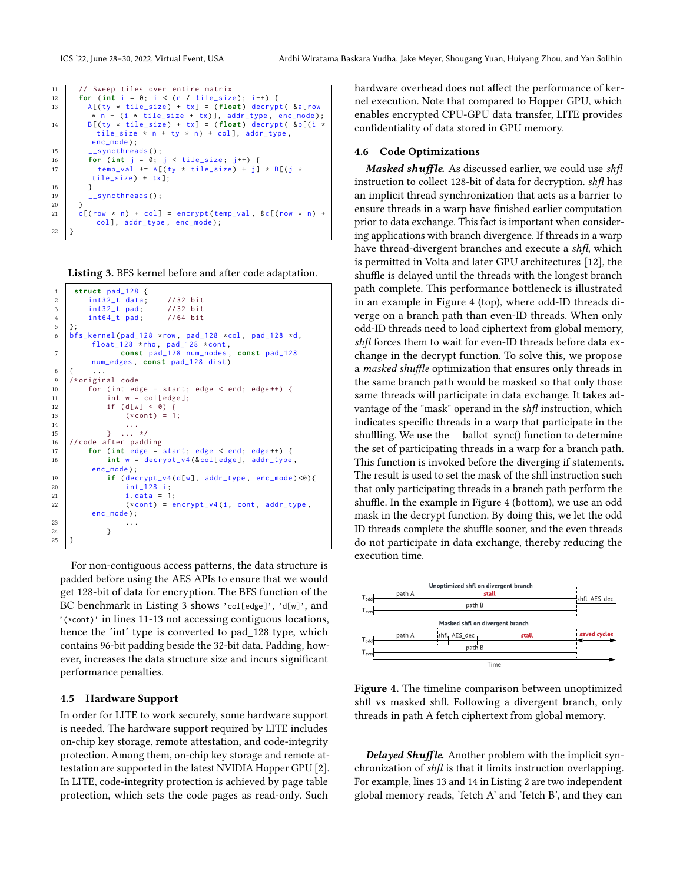```
11    // Sweep tiles over entire matrix
12    for (int i = 0; i < (n / tile_size); i++) {
13      A[(ty * tile_size) + tx] = (float) decrypt( &a[row
          * n + (i * tile_size + tx)], addr_type, enc_mode);
14      B[(ty * tile_size) + tx] = (float) decrypt( &b[(i *
          tile_size * n + ty * n) + col], addr_type,
         enc_mode);
15      __syncthreads();
16      for (int j = 0; j < tile_size; j++) {
17        temp_val += A[(ty * tile_size) + j] * B[(j *
         tile_size) + tx];
18      }
19      __syncthreads();
20    }
21    c[(row * n) + col] = encrypt(temp_val, &c[(row * n) +
        col], addr_type, enc_mode);
22  }
```

**Listing 3.** BFS kernel before and after code adaptation.

```
1    struct pad_128 {
2       int32_t data;     //32 bit
3       int32_t pad;      //32 bit
4       int64_t pad;      //64 bit
5   };
6   bfs_kernel(pad_128 *row, pad_128 *col, pad_128 *d,
       float_128 *rho, pad_128 *cont,
7             const pad_128 num_nodes, const pad_128
       num_edges, const pad_128 dist)
8   {    ...
9   /*original code
10      for (int edge = start; edge < end; edge++) {
11          int w = col[edge];
12          if (d[w] < 0) {
13              (*cont) = 1;
14              ...
15          }  ... */
16  //code after padding
17      for (int edge = start; edge < end; edge++) {
18          int w = decrypt_v4(&col[edge], addr_type,
       enc_mode);
19          if (decrypt_v4(d[w], addr_type, enc_mode)<0){
20              int_128 i;
21              i.data = 1;
22              (*cont) = encrypt_v4(i, cont, addr_type,
       enc_mode);
23              ...
24          }
25  }
```

For non-contiguous access patterns, the data structure is padded before using the AES APIs to ensure that we would get 128-bit of data for encryption. The BFS function of the BC benchmark in Listing 3 shows 'col[edge]', 'd[w]', and '(*cont)' in lines 11-13 not accessing contiguous locations, hence the 'int' type is converted to pad_128 type, which contains 96-bit padding beside the 32-bit data. Padding, however, increases the data structure size and incurs significant performance penalties.

### 4.5 Hardware Support

In order for LITE to work securely, some hardware support is needed. The hardware support required by LITE includes on-chip key storage, remote attestation, and code-integrity protection. Among them, on-chip key storage and remote attestation are supported in the latest NVIDIA Hopper GPU [2]. In LITE, code-integrity protection is achieved by page table protection, which sets the code pages as read-only. Such hardware overhead does not affect the performance of kernel execution. Note that compared to Hopper GPU, which enables encrypted CPU-GPU data transfer, LITE provides confidentiality of data stored in GPU memory.

### 4.6 Code Optimizations

***Masked shuffle.*** As discussed earlier, we could use *shfl* instruction to collect 128-bit of data for decryption. *shfl* has an implicit thread synchronization that acts as a barrier to ensure threads in a warp have finished earlier computation prior to data exchange. This fact is important when considering applications with branch divergence. If threads in a warp have thread-divergent branches and execute a *shfl*, which is permitted in Volta and later GPU architectures [12], the shuffle is delayed until the threads with the longest branch path complete. This performance bottleneck is illustrated in an example in Figure 4 (top), where odd-ID threads diverge on a branch path than even-ID threads. When only odd-ID threads need to load ciphertext from global memory, *shfl* forces them to wait for even-ID threads before data exchange in the decrypt function. To solve this, we propose a *masked shuffle* optimization that ensures only threads in the same branch path would be masked so that only those same threads will participate in data exchange. It takes advantage of the "mask" operand in the *shfl* instruction, which indicates specific threads in a warp that participate in the shuffling. We use the __ballot_sync() function to determine the set of participating threads in a warp for a branch path. This function is invoked before the diverging if statements. The result is used to set the mask of the shfl instruction such that only participating threads in a branch path perform the shuffle. In the example in Figure 4 (bottom), we use an odd mask in the decrypt function. By doing this, we let the odd ID threads complete the shuffle sooner, and the even threads do not participate in data exchange, thereby reducing the execution time.

**Figure 4.** The timeline comparison between unoptimized shfl vs masked shfl. Following a divergent branch, only threads in path A fetch ciphertext from global memory.

***Delayed Shuffle.*** Another problem with the implicit synchronization of *shfl* is that it limits instruction overlapping. For example, lines 13 and 14 in Listing 2 are two independent global memory reads, 'fetch A' and 'fetch B', and they can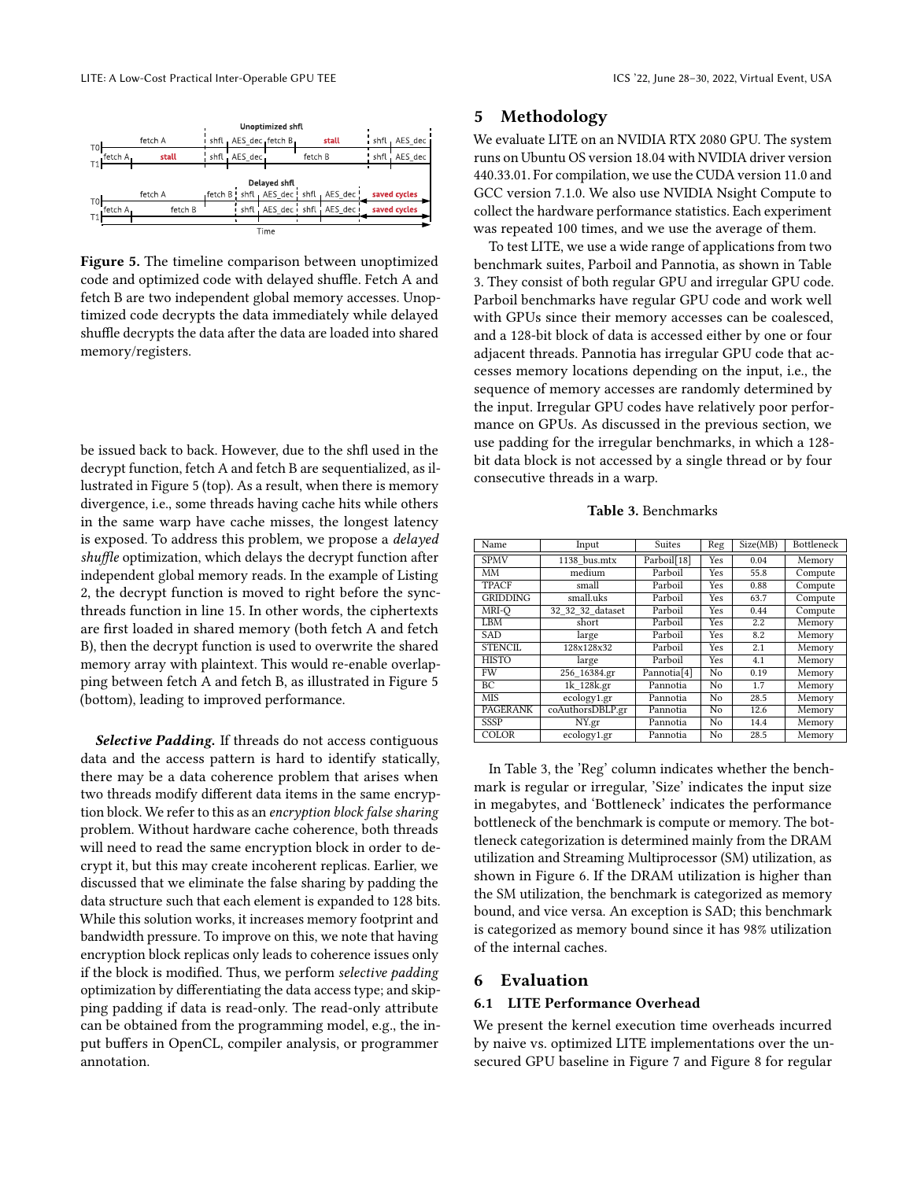Figure 5. The timeline comparison between unoptimized code and optimized code with delayed shuffle. Fetch A and fetch B are two independent global memory accesses. Unoptimized code decrypts the data immediately while delayed shuffle decrypts the data after the data are loaded into shared memory/registers.

be issued back to back. However, due to the shfl used in the decrypt function, fetch A and fetch B are sequentialized, as illustrated in Figure 5 (top). As a result, when there is memory divergence, i.e., some threads having cache hits while others in the same warp have cache misses, the longest latency is exposed. To address this problem, we propose a *delayed shuffle* optimization, which delays the decrypt function after independent global memory reads. In the example of Listing 2, the decrypt function is moved to right before the syncthreads function in line 15. In other words, the ciphertexts are first loaded in shared memory (both fetch A and fetch B), then the decrypt function is used to overwrite the shared memory array with plaintext. This would re-enable overlapping between fetch A and fetch B, as illustrated in Figure 5 (bottom), leading to improved performance.

***Selective Padding.*** If threads do not access contiguous data and the access pattern is hard to identify statically, there may be a data coherence problem that arises when two threads modify different data items in the same encryption block. We refer to this as an *encryption block false sharing* problem. Without hardware cache coherence, both threads will need to read the same encryption block in order to decrypt it, but this may create incoherent replicas. Earlier, we discussed that we eliminate the false sharing by padding the data structure such that each element is expanded to 128 bits. While this solution works, it increases memory footprint and bandwidth pressure. To improve on this, we note that having encryption block replicas only leads to coherence issues only if the block is modified. Thus, we perform *selective padding* optimization by differentiating the data access type; and skipping padding if data is read-only. The read-only attribute can be obtained from the programming model, e.g., the input buffers in OpenCL, compiler analysis, or programmer annotation.

## 5 Methodology

We evaluate LITE on an NVIDIA RTX 2080 GPU. The system runs on Ubuntu OS version 18.04 with NVIDIA driver version 440.33.01. For compilation, we use the CUDA version 11.0 and GCC version 7.1.0. We also use NVIDIA Nsight Compute to collect the hardware performance statistics. Each experiment was repeated 100 times, and we use the average of them.

To test LITE, we use a wide range of applications from two benchmark suites, Parboil and Pannotia, as shown in Table 3. They consist of both regular GPU and irregular GPU code. Parboil benchmarks have regular GPU code and work well with GPUs since their memory accesses can be coalesced, and a 128-bit block of data is accessed either by one or four adjacent threads. Pannotia has irregular GPU code that accesses memory locations depending on the input, i.e., the sequence of memory accesses are randomly determined by the input. Irregular GPU codes have relatively poor performance on GPUs. As discussed in the previous section, we use padding for the irregular benchmarks, in which a 128-bit data block is not accessed by a single thread or by four consecutive threads in a warp.

**Table 3.** Benchmarks

| Name | Input | Suites | Reg | Size(MB) | Bottleneck |
|---|---|---|---|---|---|
| SPMV | 1138_bus.mtx | Parboil[18] | Yes | 0.04 | Memory |
| MM | medium | Parboil | Yes | 55.8 | Compute |
| TPACF | small | Parboil | Yes | 0.88 | Compute |
| GRIDDING | small.uks | Parboil | Yes | 63.7 | Compute |
| MRI-Q | 32_32_32_dataset | Parboil | Yes | 0.44 | Compute |
| LBM | short | Parboil | Yes | 2.2 | Memory |
| SAD | large | Parboil | Yes | 8.2 | Memory |
| STENCIL | 128x128x32 | Parboil | Yes | 2.1 | Memory |
| HISTO | large | Parboil | Yes | 4.1 | Memory |
| FW | 256_16384.gr | Pannotia[4] | No | 0.19 | Memory |
| BC | 1k_128k.gr | Pannotia | No | 1.7 | Memory |
| MIS | ecology1.gr | Pannotia | No | 28.5 | Memory |
| PAGERANK | coAuthorsDBLP.gr | Pannotia | No | 12.6 | Memory |
| SSSP | NY.gr | Pannotia | No | 14.4 | Memory |
| COLOR | ecology1.gr | Pannotia | No | 28.5 | Memory |

In Table 3, the 'Reg' column indicates whether the benchmark is regular or irregular, 'Size' indicates the input size in megabytes, and 'Bottleneck' indicates the performance bottleneck of the benchmark is compute or memory. The bottleneck categorization is determined mainly from the DRAM utilization and Streaming Multiprocessor (SM) utilization, as shown in Figure 6. If the DRAM utilization is higher than the SM utilization, the benchmark is categorized as memory bound, and vice versa. An exception is SAD; this benchmark is categorized as memory bound since it has 98% utilization of the internal caches.

## 6 Evaluation

### 6.1 LITE Performance Overhead

We present the kernel execution time overheads incurred by naive vs. optimized LITE implementations over the unsecured GPU baseline in Figure 7 and Figure 8 for regular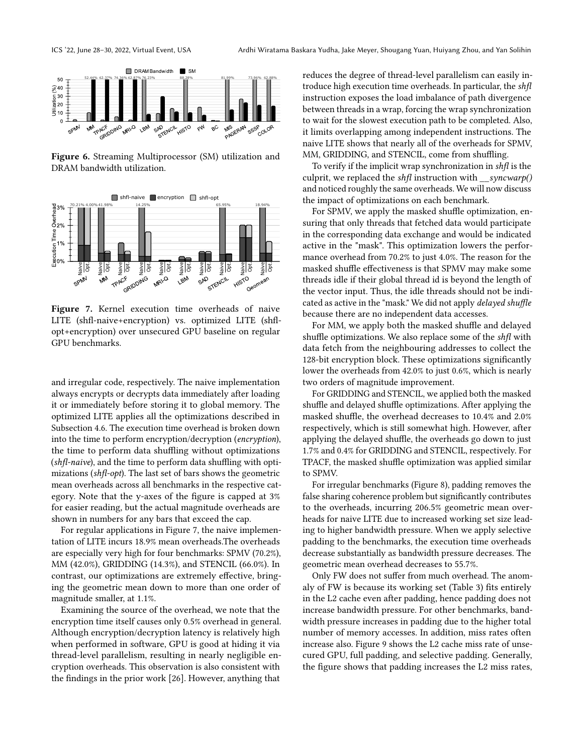**Figure 6.** Streaming Multiprocessor (SM) utilization and DRAM bandwidth utilization.

**Figure 7.** Kernel execution time overheads of naive LITE (shfl-naive+encryption) vs. optimized LITE (shfl-opt+encryption) over unsecured GPU baseline on regular GPU benchmarks.

and irregular code, respectively. The naive implementation always encrypts or decrypts data immediately after loading it or immediately before storing it to global memory. The optimized LITE applies all the optimizations described in Subsection 4.6. The execution time overhead is broken down into the time to perform encryption/decryption (*encryption*), the time to perform data shuffling without optimizations (*shfl-naive*), and the time to perform data shuffling with optimizations (*shfl-opt*). The last set of bars shows the geometric mean overheads across all benchmarks in the respective category. Note that the y-axes of the figure is capped at 3% for easier reading, but the actual magnitude overheads are shown in numbers for any bars that exceed the cap.

For regular applications in Figure 7, the naive implementation of LITE incurs 18.9% mean overheads.The overheads are especially very high for four benchmarks: SPMV (70.2%), MM (42.0%), GRIDDING (14.3%), and STENCIL (66.0%). In contrast, our optimizations are extremely effective, bringing the geometric mean down to more than one order of magnitude smaller, at 1.1%.

Examining the source of the overhead, we note that the encryption time itself causes only 0.5% overhead in general. Although encryption/decryption latency is relatively high when performed in software, GPU is good at hiding it via thread-level parallelism, resulting in nearly negligible encryption overheads. This observation is also consistent with the findings in the prior work [26]. However, anything that reduces the degree of thread-level parallelism can easily introduce high execution time overheads. In particular, the *shfl* instruction exposes the load imbalance of path divergence between threads in a wrap, forcing the wrap synchronization to wait for the slowest execution path to be completed. Also, it limits overlapping among independent instructions. The naive LITE shows that nearly all of the overheads for SPMV, MM, GRIDDING, and STENCIL, come from shuffling.

To verify if the implicit wrap synchronization in *shfl* is the culprit, we replaced the *shfl* instruction with *__syncwarp()* and noticed roughly the same overheads. We will now discuss the impact of optimizations on each benchmark.

For SPMV, we apply the masked shuffle optimization, ensuring that only threads that fetched data would participate in the corresponding data exchange and would be indicated active in the "mask". This optimization lowers the performance overhead from 70.2% to just 4.0%. The reason for the masked shuffle effectiveness is that SPMV may make some threads idle if their global thread id is beyond the length of the vector input. Thus, the idle threads should not be indicated as active in the "mask." We did not apply *delayed shuffle* because there are no independent data accesses.

For MM, we apply both the masked shuffle and delayed shuffle optimizations. We also replace some of the *shfl* with data fetch from the neighbouring addresses to collect the 128-bit encryption block. These optimizations significantly lower the overheads from 42.0% to just 0.6%, which is nearly two orders of magnitude improvement.

For GRIDDING and STENCIL, we applied both the masked shuffle and delayed shuffle optimizations. After applying the masked shuffle, the overhead decreases to 10.4% and 2.0% respectively, which is still somewhat high. However, after applying the delayed shuffle, the overheads go down to just 1.7% and 0.4% for GRIDDING and STENCIL, respectively. For TPACF, the masked shuffle optimization was applied similar to SPMV.

For irregular benchmarks (Figure 8), padding removes the false sharing coherence problem but significantly contributes to the overheads, incurring 206.5% geometric mean overheads for naive LITE due to increased working set size leading to higher bandwidth pressure. When we apply selective padding to the benchmarks, the execution time overheads decrease substantially as bandwidth pressure decreases. The geometric mean overhead decreases to 55.7%.

Only FW does not suffer from much overhead. The anomaly of FW is because its working set (Table 3) fits entirely in the L2 cache even after padding, hence padding does not increase bandwidth pressure. For other benchmarks, bandwidth pressure increases in padding due to the higher total number of memory accesses. In addition, miss rates often increase also. Figure 9 shows the L2 cache miss rate of unsecured GPU, full padding, and selective padding. Generally, the figure shows that padding increases the L2 miss rates,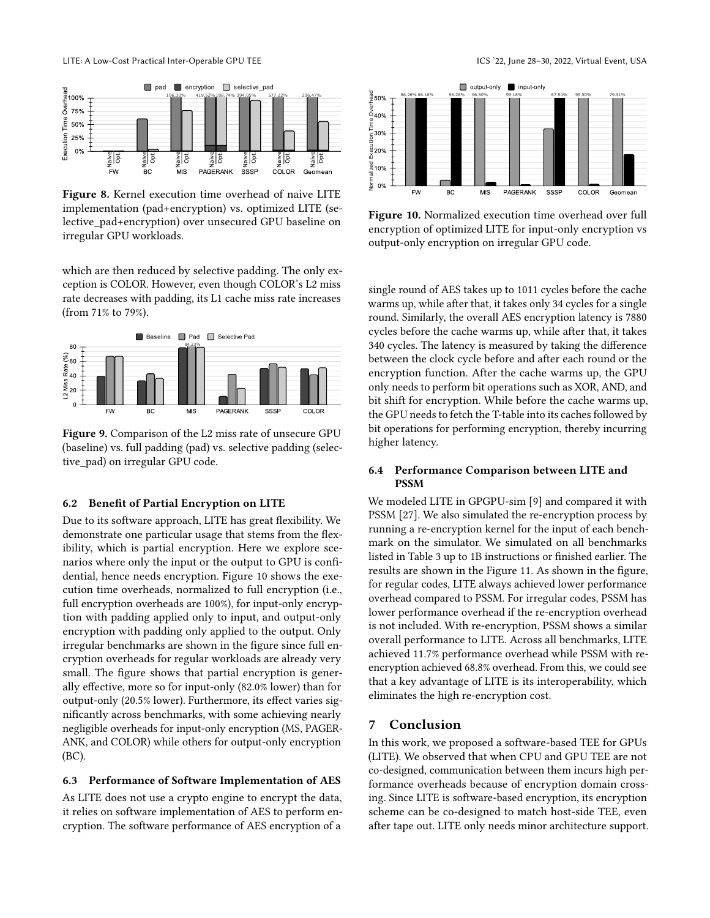Figure 8. Kernel execution time overhead of naive LITE implementation (pad+encryption) vs. optimized LITE (selective_pad+encryption) over unsecured GPU baseline on irregular GPU workloads.

which are then reduced by selective padding. The only exception is COLOR. However, even though COLOR's L2 miss rate decreases with padding, its L1 cache miss rate increases (from 71% to 79%).

Figure 9. Comparison of the L2 miss rate of unsecure GPU (baseline) vs. full padding (pad) vs. selective padding (selective_pad) on irregular GPU code.

### 6.2 Benefit of Partial Encryption on LITE

Due to its software approach, LITE has great flexibility. We demonstrate one particular usage that stems from the flexibility, which is partial encryption. Here we explore scenarios where only the input or the output to GPU is confidential, hence needs encryption. Figure 10 shows the execution time overheads, normalized to full encryption (i.e., full encryption overheads are 100%), for input-only encryption with padding applied only to input, and output-only encryption with padding only applied to the output. Only irregular benchmarks are shown in the figure since full encryption overheads for regular workloads are already very small. The figure shows that partial encryption is generally effective, more so for input-only (82.0% lower) than for output-only (20.5% lower). Furthermore, its effect varies significantly across benchmarks, with some achieving nearly negligible overheads for input-only encryption (MS, PAGERANK, and COLOR) while others for output-only encryption (BC).

### 6.3 Performance of Software Implementation of AES

As LITE does not use a crypto engine to encrypt the data, it relies on software implementation of AES to perform encryption. The software performance of AES encryption of a

Figure 10. Normalized execution time overhead over full encryption of optimized LITE for input-only encryption vs output-only encryption on irregular GPU code.

single round of AES takes up to 1011 cycles before the cache warms up, while after that, it takes only 34 cycles for a single round. Similarly, the overall AES encryption latency is 7880 cycles before the cache warms up, while after that, it takes 340 cycles. The latency is measured by taking the difference between the clock cycle before and after each round or the encryption function. After the cache warms up, the GPU only needs to perform bit operations such as XOR, AND, and bit shift for encryption. While before the cache warms up, the GPU needs to fetch the T-table into its caches followed by bit operations for performing encryption, thereby incurring higher latency.

### 6.4 Performance Comparison between LITE and PSSM

We modeled LITE in GPGPU-sim [9] and compared it with PSSM [27]. We also simulated the re-encryption process by running a re-encryption kernel for the input of each benchmark on the simulator. We simulated on all benchmarks listed in Table 3 up to 1B instructions or finished earlier. The results are shown in the Figure 11. As shown in the figure, for regular codes, LITE always achieved lower performance overhead compared to PSSM. For irregular codes, PSSM has lower performance overhead if the re-encryption overhead is not included. With re-encryption, PSSM shows a similar overall performance to LITE. Across all benchmarks, LITE achieved 11.7% performance overhead while PSSM with re-encryption achieved 68.8% overhead. From this, we could see that a key advantage of LITE is its interoperability, which eliminates the high re-encryption cost.

## 7 Conclusion

In this work, we proposed a software-based TEE for GPUs (LITE). We observed that when CPU and GPU TEE are not co-designed, communication between them incurs high performance overheads because of encryption domain crossing. Since LITE is software-based encryption, its encryption scheme can be co-designed to match host-side TEE, even after tape out. LITE only needs minor architecture support.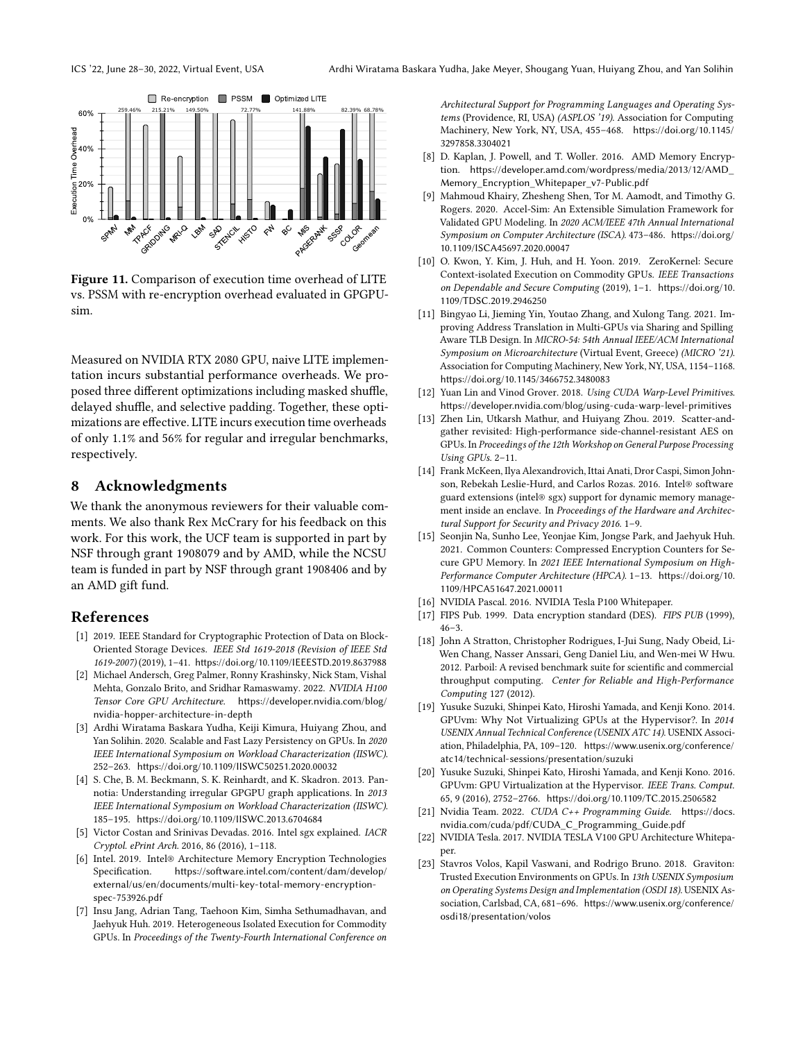Figure 11. Comparison of execution time overhead of LITE vs. PSSM with re-encryption overhead evaluated in GPGPU-sim.

Measured on NVIDIA RTX 2080 GPU, naive LITE implementation incurs substantial performance overheads. We proposed three different optimizations including masked shuffle, delayed shuffle, and selective padding. Together, these optimizations are effective. LITE incurs execution time overheads of only 1.1% and 56% for regular and irregular benchmarks, respectively.

## 8 Acknowledgments

We thank the anonymous reviewers for their valuable comments. We also thank Rex McCrary for his feedback on this work. For this work, the UCF team is supported in part by NSF through grant 1908079 and by AMD, while the NCSU team is funded in part by NSF through grant 1908406 and by an AMD gift fund.

## References

- [1] 2019. IEEE Standard for Cryptographic Protection of Data on Block-Oriented Storage Devices. *IEEE Std 1619-2018 (Revision of IEEE Std 1619-2007)* (2019), 1–41. https://doi.org/10.1109/IEEESTD.2019.8637988
- [2] Michael Andersch, Greg Palmer, Ronny Krashinsky, Nick Stam, Vishal Mehta, Gonzalo Brito, and Sridhar Ramaswamy. 2022. *NVIDIA H100 Tensor Core GPU Architecture.* https://developer.nvidia.com/blog/nvidia-hopper-architecture-in-depth
- [3] Ardhi Wiratama Baskara Yudha, Keiji Kimura, Huiyang Zhou, and Yan Solihin. 2020. Scalable and Fast Lazy Persistency on GPUs. In *2020 IEEE International Symposium on Workload Characterization (IISWC)*. 252–263. https://doi.org/10.1109/IISWC50251.2020.00032
- [4] S. Che, B. M. Beckmann, S. K. Reinhardt, and K. Skadron. 2013. Pannotia: Understanding irregular GPGPU graph applications. In *2013 IEEE International Symposium on Workload Characterization (IISWC)*. 185–195. https://doi.org/10.1109/IISWC.2013.6704684
- [5] Victor Costan and Srinivas Devadas. 2016. Intel sgx explained. *IACR Cryptol. ePrint Arch.* 2016, 86 (2016), 1–118.
- [6] Intel. 2019. Intel® Architecture Memory Encryption Technologies Specification. https://software.intel.com/content/dam/develop/external/us/en/documents/multi-key-total-memory-encryption-spec-753926.pdf
- [7] Insu Jang, Adrian Tang, Taehoon Kim, Simha Sethumadhavan, and Jaehyuk Huh. 2019. Heterogeneous Isolated Execution for Commodity GPUs. In *Proceedings of the Twenty-Fourth International Conference on Architectural Support for Programming Languages and Operating Systems* (Providence, RI, USA) *(ASPLOS '19)*. Association for Computing Machinery, New York, NY, USA, 455–468. https://doi.org/10.1145/3297858.3304021
- [8] D. Kaplan, J. Powell, and T. Woller. 2016. AMD Memory Encryption. https://developer.amd.com/wordpress/media/2013/12/AMD_Memory_Encryption_Whitepaper_v7-Public.pdf
- [9] Mahmoud Khairy, Zhesheng Shen, Tor M. Aamodt, and Timothy G. Rogers. 2020. Accel-Sim: An Extensible Simulation Framework for Validated GPU Modeling. In *2020 ACM/IEEE 47th Annual International Symposium on Computer Architecture (ISCA)*. 473–486. https://doi.org/10.1109/ISCA45697.2020.00047
- [10] O. Kwon, Y. Kim, J. Huh, and H. Yoon. 2019. ZeroKernel: Secure Context-isolated Execution on Commodity GPUs. *IEEE Transactions on Dependable and Secure Computing* (2019), 1–1. https://doi.org/10.1109/TDSC.2019.2946250
- [11] Bingyao Li, Jieming Yin, Youtao Zhang, and Xulong Tang. 2021. Improving Address Translation in Multi-GPUs via Sharing and Spilling Aware TLB Design. In *MICRO-54: 54th Annual IEEE/ACM International Symposium on Microarchitecture* (Virtual Event, Greece) *(MICRO '21)*. Association for Computing Machinery, New York, NY, USA, 1154–1168. https://doi.org/10.1145/3466752.3480083
- [12] Yuan Lin and Vinod Grover. 2018. *Using CUDA Warp-Level Primitives.* https://developer.nvidia.com/blog/using-cuda-warp-level-primitives
- [13] Zhen Lin, Utkarsh Mathur, and Huiyang Zhou. 2019. Scatter-and-gather revisited: High-performance side-channel-resistant AES on GPUs. In *Proceedings of the 12th Workshop on General Purpose Processing Using GPUs*. 2–11.
- [14] Frank McKeen, Ilya Alexandrovich, Ittai Anati, Dror Caspi, Simon Johnson, Rebekah Leslie-Hurd, and Carlos Rozas. 2016. Intel® software guard extensions (intel® sgx) support for dynamic memory management inside an enclave. In *Proceedings of the Hardware and Architectural Support for Security and Privacy 2016*. 1–9.
- [15] Seonjin Na, Sunho Lee, Yeonjae Kim, Jongse Park, and Jaehyuk Huh. 2021. Common Counters: Compressed Encryption Counters for Secure GPU Memory. In *2021 IEEE International Symposium on High-Performance Computer Architecture (HPCA)*. 1–13. https://doi.org/10.1109/HPCA51647.2021.00011
- [16] NVIDIA Pascal. 2016. NVIDIA Tesla P100 Whitepaper.
- [17] FIPS Pub. 1999. Data encryption standard (DES). *FIPS PUB* (1999), 46–3.
- [18] John A Stratton, Christopher Rodrigues, I-Jui Sung, Nady Obeid, Li-Wen Chang, Nasser Anssari, Geng Daniel Liu, and Wen-mei W Hwu. 2012. Parboil: A revised benchmark suite for scientific and commercial throughput computing. *Center for Reliable and High-Performance Computing* 127 (2012).
- [19] Yusuke Suzuki, Shinpei Kato, Hiroshi Yamada, and Kenji Kono. 2014. GPUvm: Why Not Virtualizing GPUs at the Hypervisor?. In *2014 USENIX Annual Technical Conference (USENIX ATC 14)*. USENIX Association, Philadelphia, PA, 109–120. https://www.usenix.org/conference/atc14/technical-sessions/presentation/suzuki
- [20] Yusuke Suzuki, Shinpei Kato, Hiroshi Yamada, and Kenji Kono. 2016. GPUvm: GPU Virtualization at the Hypervisor. *IEEE Trans. Comput.* 65, 9 (2016), 2752–2766. https://doi.org/10.1109/TC.2015.2506582
- [21] Nvidia Team. 2022. *CUDA C++ Programming Guide.* https://docs.nvidia.com/cuda/pdf/CUDA_C_Programming_Guide.pdf
- [22] NVIDIA Tesla. 2017. NVIDIA TESLA V100 GPU Architecture Whitepaper.
- [23] Stavros Volos, Kapil Vaswani, and Rodrigo Bruno. 2018. Graviton: Trusted Execution Environments on GPUs. In *13th USENIX Symposium on Operating Systems Design and Implementation (OSDI 18)*. USENIX Association, Carlsbad, CA, 681–696. https://www.usenix.org/conference/osdi18/presentation/volos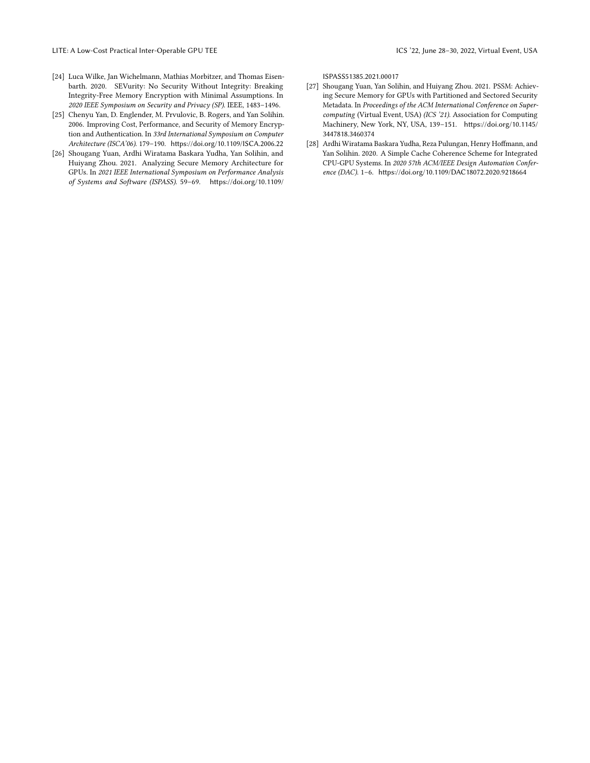[24] Luca Wilke, Jan Wichelmann, Mathias Morbitzer, and Thomas Eisenbarth. 2020. SEVurity: No Security Without Integrity: Breaking Integrity-Free Memory Encryption with Minimal Assumptions. In *2020 IEEE Symposium on Security and Privacy (SP)*. IEEE, 1483–1496.

[25] Chenyu Yan, D. Englender, M. Prvulovic, B. Rogers, and Yan Solihin. 2006. Improving Cost, Performance, and Security of Memory Encryption and Authentication. In *33rd International Symposium on Computer Architecture (ISCA'06)*. 179–190. https://doi.org/10.1109/ISCA.2006.22

[26] Shougang Yuan, Ardhi Wiratama Baskara Yudha, Yan Solihin, and Huiyang Zhou. 2021. Analyzing Secure Memory Architecture for GPUs. In *2021 IEEE International Symposium on Performance Analysis of Systems and Software (ISPASS)*. 59–69. https://doi.org/10.1109/ISPASS51385.2021.00017

[27] Shougang Yuan, Yan Solihin, and Huiyang Zhou. 2021. PSSM: Achieving Secure Memory for GPUs with Partitioned and Sectored Security Metadata. In *Proceedings of the ACM International Conference on Supercomputing* (Virtual Event, USA) *(ICS '21)*. Association for Computing Machinery, New York, NY, USA, 139–151. https://doi.org/10.1145/3447818.3460374

[28] Ardhi Wiratama Baskara Yudha, Reza Pulungan, Henry Hoffmann, and Yan Solihin. 2020. A Simple Cache Coherence Scheme for Integrated CPU-GPU Systems. In *2020 57th ACM/IEEE Design Automation Conference (DAC)*. 1–6. https://doi.org/10.1109/DAC18072.2020.9218664